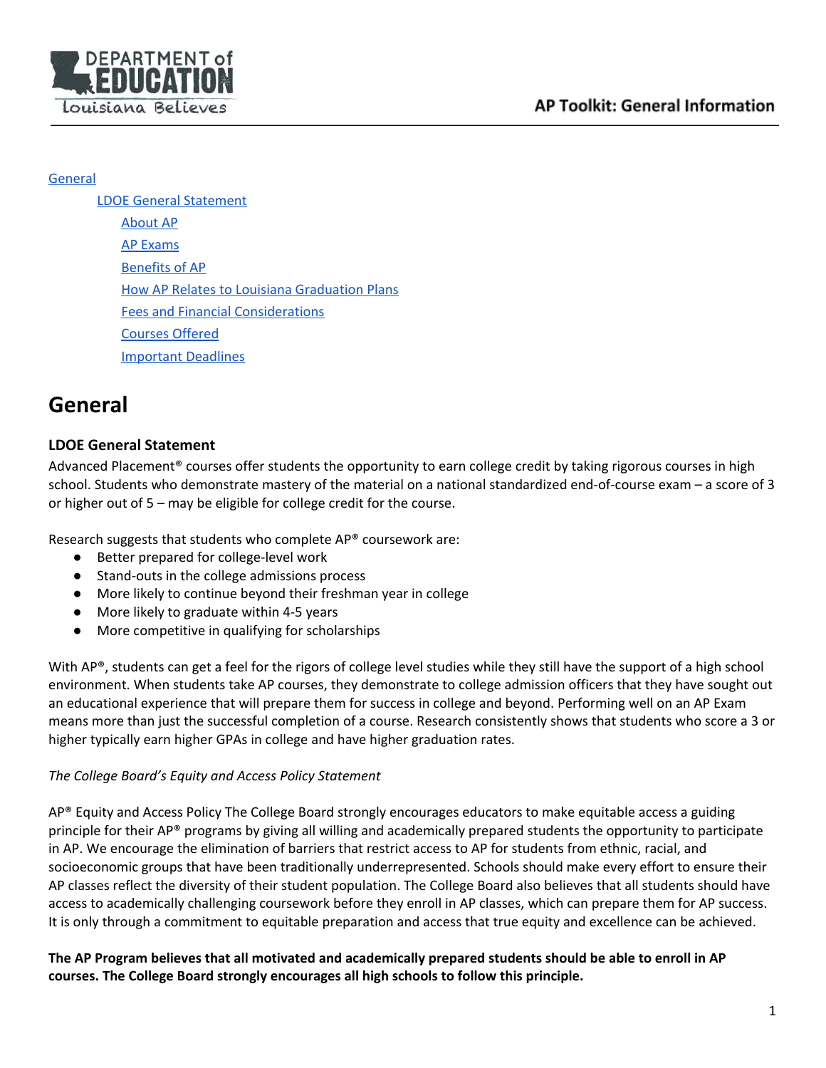General

LDOE General Statement

About AP

AP Exams

Benefits of AP

How AP Relates to Louisiana Graduation Plans

Fees and Financial Considerations

Courses Offered

Important Deadlines

# General

### LDOE General Statement

Advanced Placement® courses offer students the opportunity to earn college credit by taking rigorous courses in high school. Students who demonstrate mastery of the material on a national standardized end-of-course exam – a score of 3 or higher out of 5 – may be eligible for college credit for the course.

Research suggests that students who complete AP® coursework are:

- Better prepared for college-level work
- Stand-outs in the college admissions process
- More likely to continue beyond their freshman year in college
- More likely to graduate within 4-5 years
- More competitive in qualifying for scholarships

With AP®, students can get a feel for the rigors of college level studies while they still have the support of a high school environment. When students take AP courses, they demonstrate to college admission officers that they have sought out an educational experience that will prepare them for success in college and beyond. Performing well on an AP Exam means more than just the successful completion of a course. Research consistently shows that students who score a 3 or higher typically earn higher GPAs in college and have higher graduation rates.

*The College Board's Equity and Access Policy Statement*

AP® Equity and Access Policy The College Board strongly encourages educators to make equitable access a guiding principle for their AP® programs by giving all willing and academically prepared students the opportunity to participate in AP. We encourage the elimination of barriers that restrict access to AP for students from ethnic, racial, and socioeconomic groups that have been traditionally underrepresented. Schools should make every effort to ensure their AP classes reflect the diversity of their student population. The College Board also believes that all students should have access to academically challenging coursework before they enroll in AP classes, which can prepare them for AP success. It is only through a commitment to equitable preparation and access that true equity and excellence can be achieved.

**The AP Program believes that all motivated and academically prepared students should be able to enroll in AP courses. The College Board strongly encourages all high schools to follow this principle.**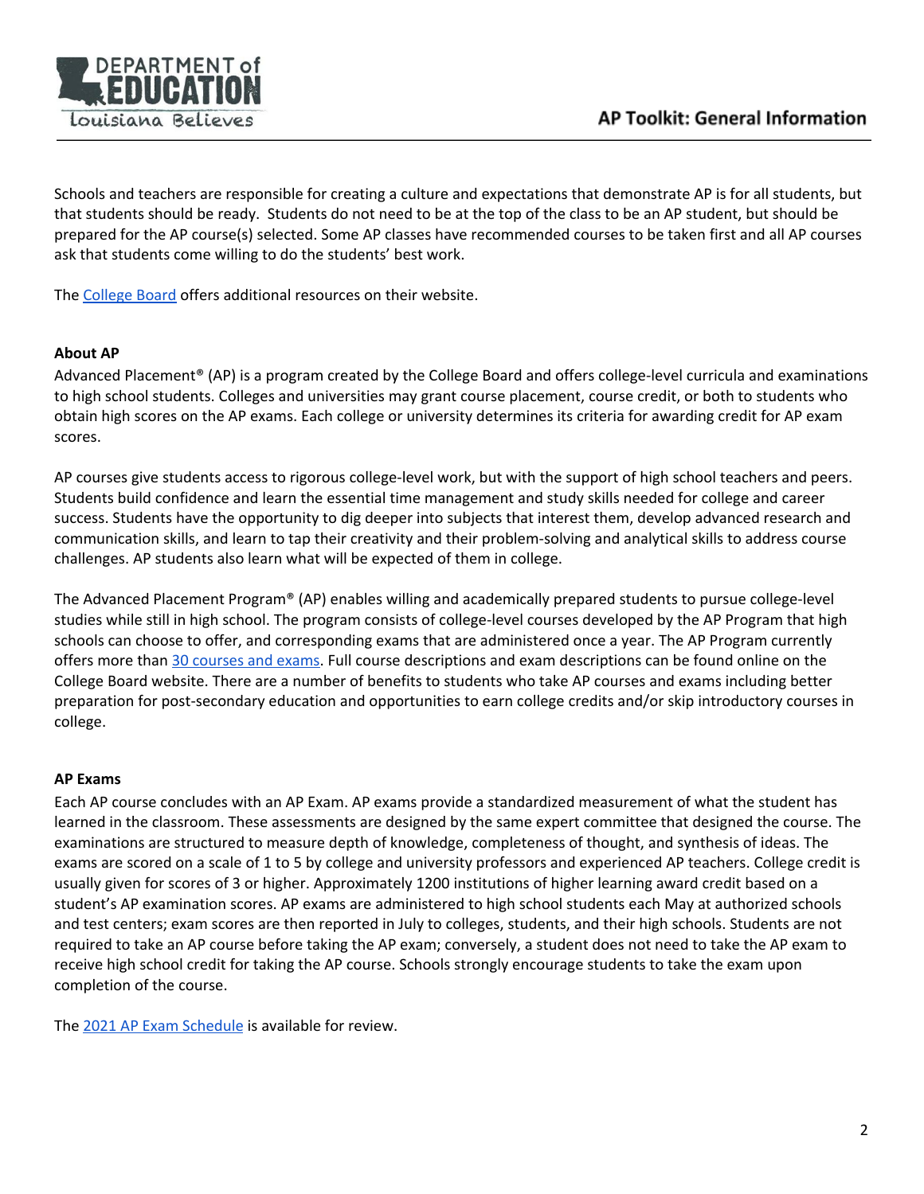Schools and teachers are responsible for creating a culture and expectations that demonstrate AP is for all students, but that students should be ready.  Students do not need to be at the top of the class to be an AP student, but should be prepared for the AP course(s) selected. Some AP classes have recommended courses to be taken first and all AP courses ask that students come willing to do the students' best work.

The College Board offers additional resources on their website.

**About AP**

Advanced Placement® (AP) is a program created by the College Board and offers college-level curricula and examinations to high school students. Colleges and universities may grant course placement, course credit, or both to students who obtain high scores on the AP exams. Each college or university determines its criteria for awarding credit for AP exam scores.

AP courses give students access to rigorous college-level work, but with the support of high school teachers and peers. Students build confidence and learn the essential time management and study skills needed for college and career success. Students have the opportunity to dig deeper into subjects that interest them, develop advanced research and communication skills, and learn to tap their creativity and their problem-solving and analytical skills to address course challenges. AP students also learn what will be expected of them in college.

The Advanced Placement Program® (AP) enables willing and academically prepared students to pursue college-level studies while still in high school. The program consists of college-level courses developed by the AP Program that high schools can choose to offer, and corresponding exams that are administered once a year. The AP Program currently offers more than 30 courses and exams. Full course descriptions and exam descriptions can be found online on the College Board website. There are a number of benefits to students who take AP courses and exams including better preparation for post-secondary education and opportunities to earn college credits and/or skip introductory courses in college.

**AP Exams**

Each AP course concludes with an AP Exam. AP exams provide a standardized measurement of what the student has learned in the classroom. These assessments are designed by the same expert committee that designed the course. The examinations are structured to measure depth of knowledge, completeness of thought, and synthesis of ideas. The exams are scored on a scale of 1 to 5 by college and university professors and experienced AP teachers. College credit is usually given for scores of 3 or higher. Approximately 1200 institutions of higher learning award credit based on a student's AP examination scores. AP exams are administered to high school students each May at authorized schools and test centers; exam scores are then reported in July to colleges, students, and their high schools. Students are not required to take an AP course before taking the AP exam; conversely, a student does not need to take the AP exam to receive high school credit for taking the AP course. Schools strongly encourage students to take the exam upon completion of the course.

The 2021 AP Exam Schedule is available for review.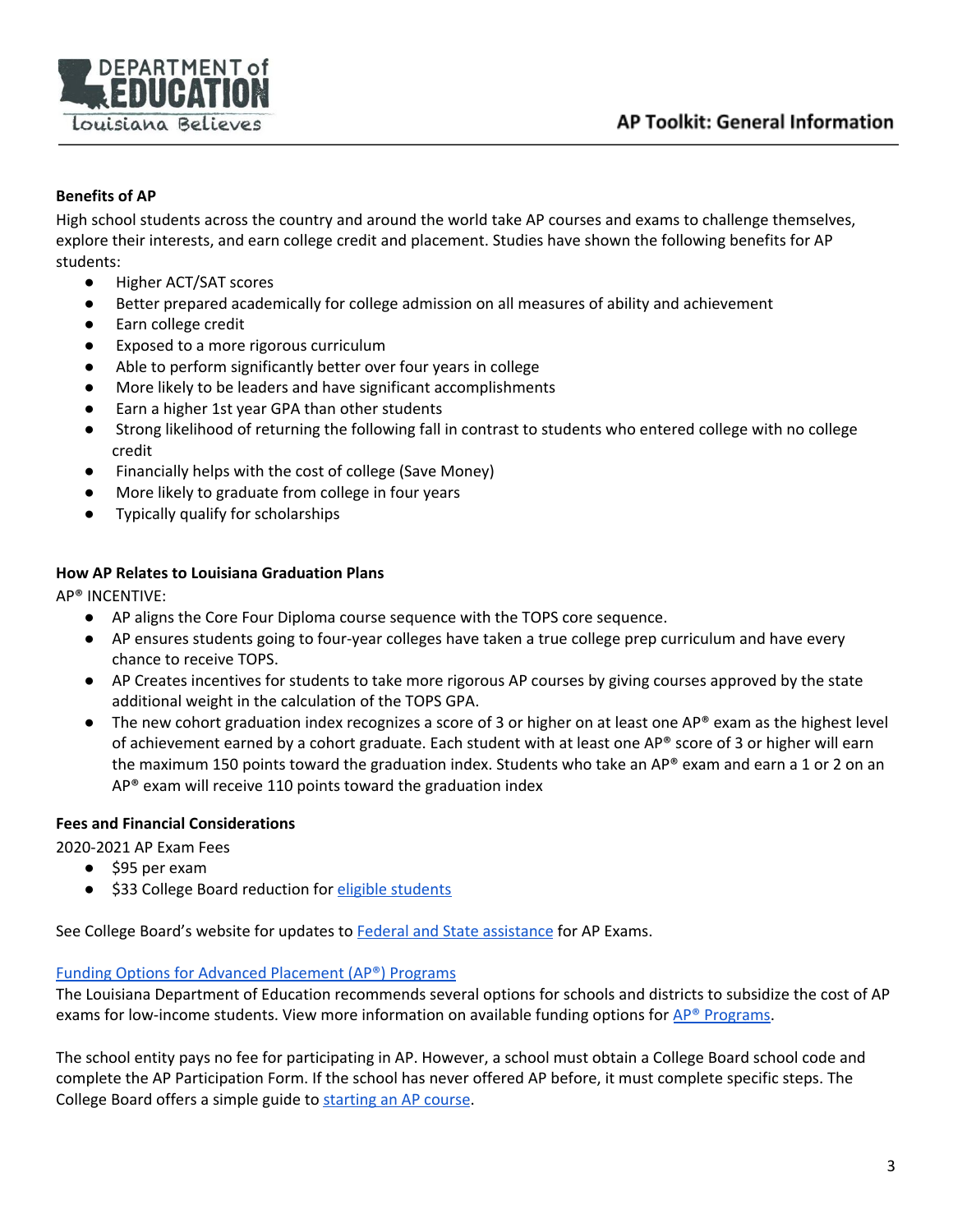### Benefits of AP

High school students across the country and around the world take AP courses and exams to challenge themselves, explore their interests, and earn college credit and placement. Studies have shown the following benefits for AP students:

- Higher ACT/SAT scores
- Better prepared academically for college admission on all measures of ability and achievement
- Earn college credit
- Exposed to a more rigorous curriculum
- Able to perform significantly better over four years in college
- More likely to be leaders and have significant accomplishments
- Earn a higher 1st year GPA than other students
- Strong likelihood of returning the following fall in contrast to students who entered college with no college credit
- Financially helps with the cost of college (Save Money)
- More likely to graduate from college in four years
- Typically qualify for scholarships

### How AP Relates to Louisiana Graduation Plans

AP® INCENTIVE:

- AP aligns the Core Four Diploma course sequence with the TOPS core sequence.
- AP ensures students going to four-year colleges have taken a true college prep curriculum and have every chance to receive TOPS.
- AP Creates incentives for students to take more rigorous AP courses by giving courses approved by the state additional weight in the calculation of the TOPS GPA.
- The new cohort graduation index recognizes a score of 3 or higher on at least one AP® exam as the highest level of achievement earned by a cohort graduate. Each student with at least one AP® score of 3 or higher will earn the maximum 150 points toward the graduation index. Students who take an AP® exam and earn a 1 or 2 on an AP® exam will receive 110 points toward the graduation index

### Fees and Financial Considerations

2020-2021 AP Exam Fees

- $95 per exam
- $33 College Board reduction for [eligible students]

See College Board's website for updates to [Federal and State assistance] for AP Exams.

[Funding Options for Advanced Placement (AP®) Programs]

The Louisiana Department of Education recommends several options for schools and districts to subsidize the cost of AP exams for low-income students. View more information on available funding options for [AP® Programs].

The school entity pays no fee for participating in AP. However, a school must obtain a College Board school code and complete the AP Participation Form. If the school has never offered AP before, it must complete specific steps. The College Board offers a simple guide to [starting an AP course].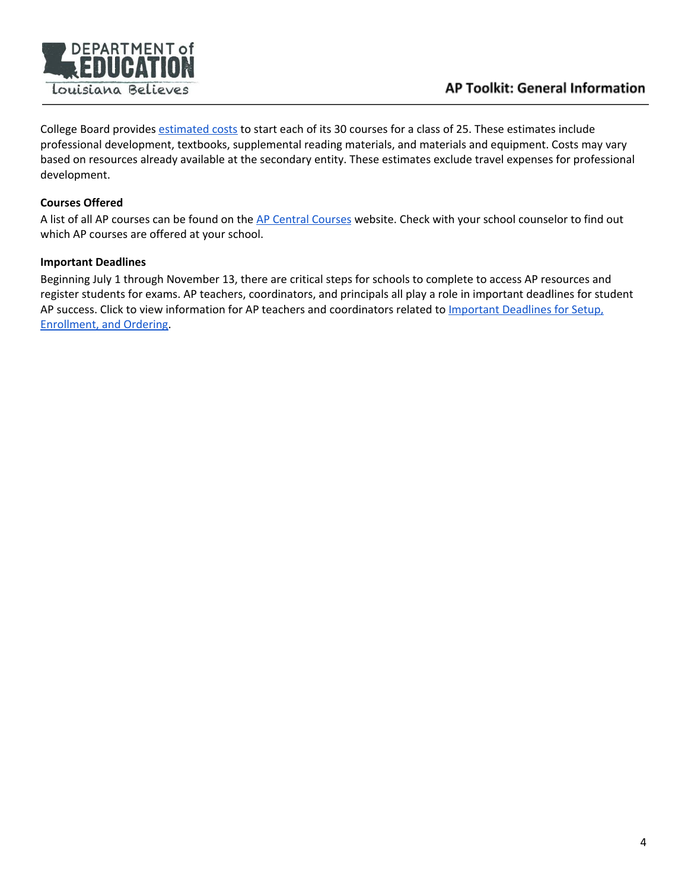College Board provides estimated costs to start each of its 30 courses for a class of 25. These estimates include professional development, textbooks, supplemental reading materials, and materials and equipment. Costs may vary based on resources already available at the secondary entity. These estimates exclude travel expenses for professional development.

**Courses Offered**

A list of all AP courses can be found on the AP Central Courses website. Check with your school counselor to find out which AP courses are offered at your school.

**Important Deadlines**

Beginning July 1 through November 13, there are critical steps for schools to complete to access AP resources and register students for exams. AP teachers, coordinators, and principals all play a role in important deadlines for student AP success. Click to view information for AP teachers and coordinators related to Important Deadlines for Setup, Enrollment, and Ordering.